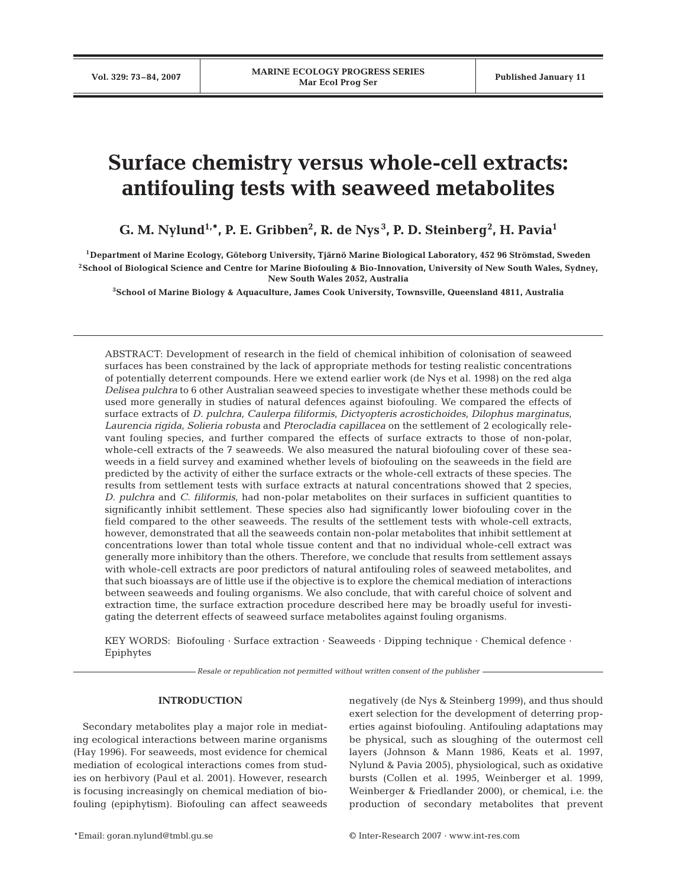# Surface chemistry versus whole-cell extracts: antifouling tests with seaweed metabolites

**G. M. Nylund[1,*], P. E. Gribben[2], R. de Nys[3], P. D. Steinberg[2], H. Pavia[1]**

[1]Department of Marine Ecology, Göteborg University, Tjärnö Marine Biological Laboratory, 452 96 Strömstad, Sweden
[2]School of Biological Science and Centre for Marine Biofouling & Bio-Innovation, University of New South Wales, Sydney, New South Wales 2052, Australia
[3]School of Marine Biology & Aquaculture, James Cook University, Townsville, Queensland 4811, Australia

ABSTRACT: Development of research in the field of chemical inhibition of colonisation of seaweed surfaces has been constrained by the lack of appropriate methods for testing realistic concentrations of potentially deterrent compounds. Here we extend earlier work (de Nys et al. 1998) on the red alga *Delisea pulchra* to 6 other Australian seaweed species to investigate whether these methods could be used more generally in studies of natural defences against biofouling. We compared the effects of surface extracts of *D. pulchra*, *Caulerpa filiformis*, *Dictyopteris acrostichoides*, *Dilophus marginatus*, *Laurencia rigida*, *Solieria robusta* and *Pterocladia capillacea* on the settlement of 2 ecologically relevant fouling species, and further compared the effects of surface extracts to those of non-polar, whole-cell extracts of the 7 seaweeds. We also measured the natural biofouling cover of these seaweeds in a field survey and examined whether levels of biofouling on the seaweeds in the field are predicted by the activity of either the surface extracts or the whole-cell extracts of these species. The results from settlement tests with surface extracts at natural concentrations showed that 2 species, *D. pulchra* and *C. filiformis*, had non-polar metabolites on their surfaces in sufficient quantities to significantly inhibit settlement. These species also had significantly lower biofouling cover in the field compared to the other seaweeds. The results of the settlement tests with whole-cell extracts, however, demonstrated that all the seaweeds contain non-polar metabolites that inhibit settlement at concentrations lower than total whole tissue content and that no individual whole-cell extract was generally more inhibitory than the others. Therefore, we conclude that results from settlement assays with whole-cell extracts are poor predictors of natural antifouling roles of seaweed metabolites, and that such bioassays are of little use if the objective is to explore the chemical mediation of interactions between seaweeds and fouling organisms. We also conclude, that with careful choice of solvent and extraction time, the surface extraction procedure described here may be broadly useful for investigating the deterrent effects of seaweed surface metabolites against fouling organisms.

KEY WORDS: Biofouling · Surface extraction · Seaweeds · Dipping technique · Chemical defence · Epiphytes

*Resale or republication not permitted without written consent of the publisher*

## INTRODUCTION

Secondary metabolites play a major role in mediating ecological interactions between marine organisms (Hay 1996). For seaweeds, most evidence for chemical mediation of ecological interactions comes from studies on herbivory (Paul et al. 2001). However, research is focusing increasingly on chemical mediation of biofouling (epiphytism). Biofouling can affect seaweeds negatively (de Nys & Steinberg 1999), and thus should exert selection for the development of deterring properties against biofouling. Antifouling adaptations may be physical, such as sloughing of the outermost cell layers (Johnson & Mann 1986, Keats et al. 1997, Nylund & Pavia 2005), physiological, such as oxidative bursts (Collen et al. 1995, Weinberger et al. 1999, Weinberger & Friedlander 2000), or chemical, i.e. the production of secondary metabolites that prevent

*Email: goran.nylund@tmbl.gu.se

© Inter-Research 2007 · www.int-res.com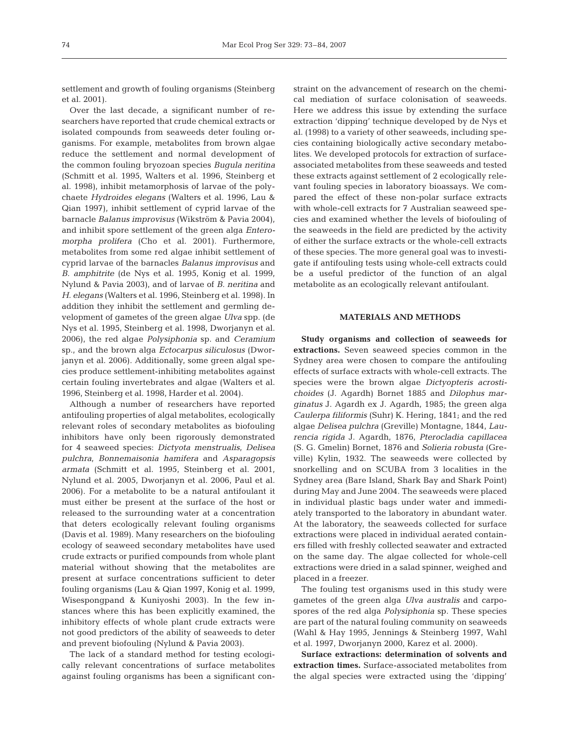settlement and growth of fouling organisms (Steinberg et al. 2001).

Over the last decade, a significant number of researchers have reported that crude chemical extracts or isolated compounds from seaweeds deter fouling organisms. For example, metabolites from brown algae reduce the settlement and normal development of the common fouling bryozoan species *Bugula neritina* (Schmitt et al. 1995, Walters et al. 1996, Steinberg et al. 1998), inhibit metamorphosis of larvae of the polychaete *Hydroides elegans* (Walters et al. 1996, Lau & Qian 1997), inhibit settlement of cyprid larvae of the barnacle *Balanus improvisus* (Wikström & Pavia 2004), and inhibit spore settlement of the green alga *Enteromorpha prolifera* (Cho et al. 2001). Furthermore, metabolites from some red algae inhibit settlement of cyprid larvae of the barnacles *Balanus improvisus* and *B. amphitrite* (de Nys et al. 1995, Konig et al. 1999, Nylund & Pavia 2003), and of larvae of *B. neritina* and *H. elegans* (Walters et al. 1996, Steinberg et al. 1998). In addition they inhibit the settlement and germling development of gametes of the green algae *Ulva* spp. (de Nys et al. 1995, Steinberg et al. 1998, Dworjanyn et al. 2006), the red algae *Polysiphonia* sp. and *Ceramium* sp., and the brown alga *Ectocarpus siliculosus* (Dworjanyn et al. 2006). Additionally, some green algal species produce settlement-inhibiting metabolites against certain fouling invertebrates and algae (Walters et al. 1996, Steinberg et al. 1998, Harder et al. 2004).

Although a number of researchers have reported antifouling properties of algal metabolites, ecologically relevant roles of secondary metabolites as biofouling inhibitors have only been rigorously demonstrated for 4 seaweed species: *Dictyota menstrualis*, *Delisea pulchra*, *Bonnemaisonia hamifera* and *Asparagopsis armata* (Schmitt et al. 1995, Steinberg et al. 2001, Nylund et al. 2005, Dworjanyn et al. 2006, Paul et al. 2006). For a metabolite to be a natural antifoulant it must either be present at the surface of the host or released to the surrounding water at a concentration that deters ecologically relevant fouling organisms (Davis et al. 1989). Many researchers on the biofouling ecology of seaweed secondary metabolites have used crude extracts or purified compounds from whole plant material without showing that the metabolites are present at surface concentrations sufficient to deter fouling organisms (Lau & Qian 1997, Konig et al. 1999, Wisespongpand & Kuniyoshi 2003). In the few instances where this has been explicitly examined, the inhibitory effects of whole plant crude extracts were not good predictors of the ability of seaweeds to deter and prevent biofouling (Nylund & Pavia 2003).

The lack of a standard method for testing ecologically relevant concentrations of surface metabolites against fouling organisms has been a significant constraint on the advancement of research on the chemical mediation of surface colonisation of seaweeds. Here we address this issue by extending the surface extraction 'dipping' technique developed by de Nys et al. (1998) to a variety of other seaweeds, including species containing biologically active secondary metabolites. We developed protocols for extraction of surface-associated metabolites from these seaweeds and tested these extracts against settlement of 2 ecologically relevant fouling species in laboratory bioassays. We compared the effect of these non-polar surface extracts with whole-cell extracts for 7 Australian seaweed species and examined whether the levels of biofouling of the seaweeds in the field are predicted by the activity of either the surface extracts or the whole-cell extracts of these species. The more general goal was to investigate if antifouling tests using whole-cell extracts could be a useful predictor of the function of an algal metabolite as an ecologically relevant antifoulant.

## MATERIALS AND METHODS

**Study organisms and collection of seaweeds for extractions.** Seven seaweed species common in the Sydney area were chosen to compare the antifouling effects of surface extracts with whole-cell extracts. The species were the brown algae *Dictyopteris acrostichoides* (J. Agardh) Bornet 1885 and *Dilophus marginatus* J. Agardh ex J. Agardh, 1985; the green alga *Caulerpa filiformis* (Suhr) K. Hering, 1841; and the red algae *Delisea pulchra* (Greville) Montagne, 1844, *Laurencia rigida* J. Agardh, 1876, *Pterocladia capillacea* (S. G. Gmelin) Bornet, 1876 and *Solieria robusta* (Greville) Kylin, 1932. The seaweeds were collected by snorkelling and on SCUBA from 3 localities in the Sydney area (Bare Island, Shark Bay and Shark Point) during May and June 2004. The seaweeds were placed in individual plastic bags under water and immediately transported to the laboratory in abundant water. At the laboratory, the seaweeds collected for surface extractions were placed in individual aerated containers filled with freshly collected seawater and extracted on the same day. The algae collected for whole-cell extractions were dried in a salad spinner, weighed and placed in a freezer.

The fouling test organisms used in this study were gametes of the green alga *Ulva australis* and carpospores of the red alga *Polysiphonia* sp. These species are part of the natural fouling community on seaweeds (Wahl & Hay 1995, Jennings & Steinberg 1997, Wahl et al. 1997, Dworjanyn 2000, Karez et al. 2000).

**Surface extractions: determination of solvents and extraction times.** Surface-associated metabolites from the algal species were extracted using the 'dipping'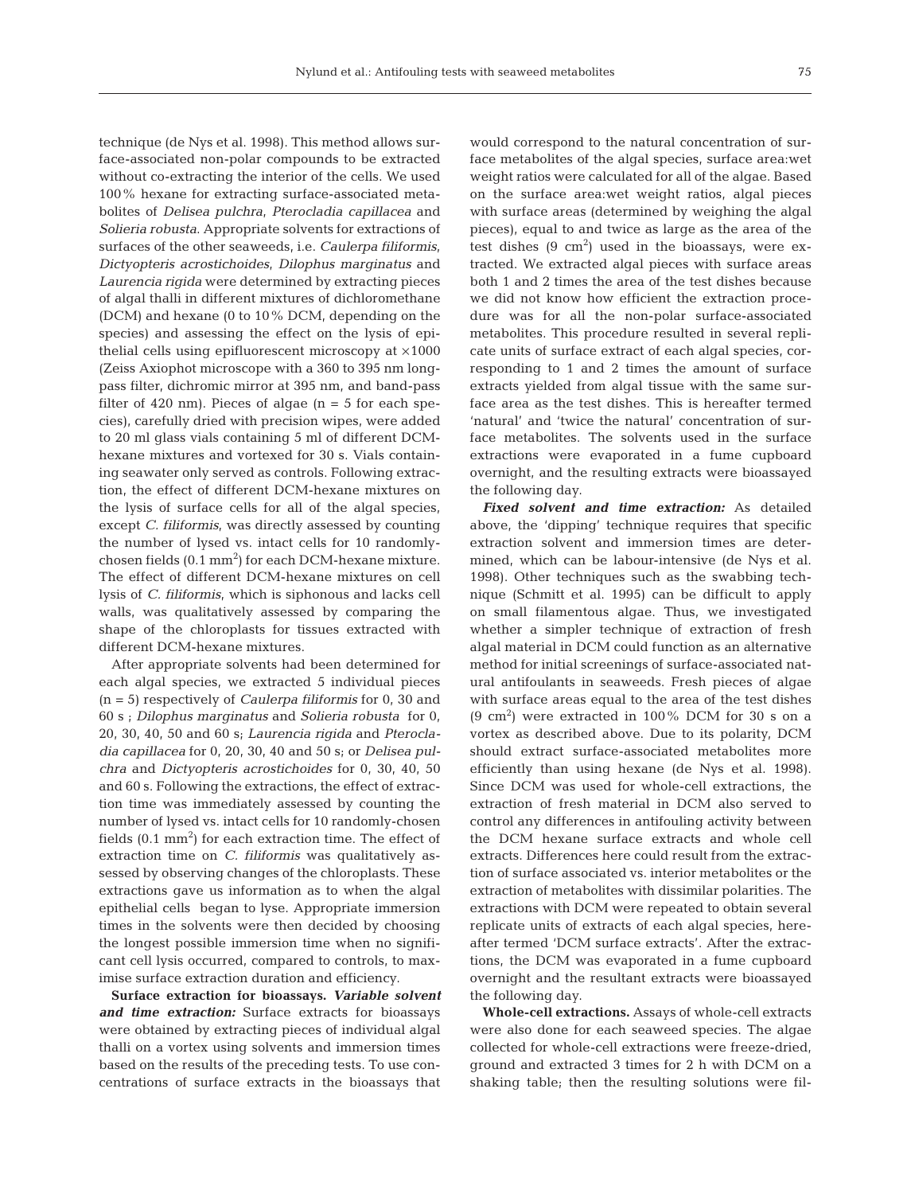technique (de Nys et al. 1998). This method allows surface-associated non-polar compounds to be extracted without co-extracting the interior of the cells. We used 100% hexane for extracting surface-associated metabolites of *Delisea pulchra*, *Pterocladia capillacea* and *Solieria robusta*. Appropriate solvents for extractions of surfaces of the other seaweeds, i.e. *Caulerpa filiformis*, *Dictyopteris acrostichoides*, *Dilophus marginatus* and *Laurencia rigida* were determined by extracting pieces of algal thalli in different mixtures of dichloromethane (DCM) and hexane (0 to 10% DCM, depending on the species) and assessing the effect on the lysis of epithelial cells using epifluorescent microscopy at ×1000 (Zeiss Axiophot microscope with a 360 to 395 nm longpass filter, dichromic mirror at 395 nm, and band-pass filter of 420 nm). Pieces of algae (n = 5 for each species), carefully dried with precision wipes, were added to 20 ml glass vials containing 5 ml of different DCM-hexane mixtures and vortexed for 30 s. Vials containing seawater only served as controls. Following extraction, the effect of different DCM-hexane mixtures on the lysis of surface cells for all of the algal species, except *C. filiformis*, was directly assessed by counting the number of lysed vs. intact cells for 10 randomly-chosen fields (0.1 mm$^2$) for each DCM-hexane mixture. The effect of different DCM-hexane mixtures on cell lysis of *C. filiformis*, which is siphonous and lacks cell walls, was qualitatively assessed by comparing the shape of the chloroplasts for tissues extracted with different DCM-hexane mixtures.

After appropriate solvents had been determined for each algal species, we extracted 5 individual pieces (n = 5) respectively of *Caulerpa filiformis* for 0, 30 and 60 s ; *Dilophus marginatus* and *Solieria robusta* for 0, 20, 30, 40, 50 and 60 s; *Laurencia rigida* and *Pterocladia capillacea* for 0, 20, 30, 40 and 50 s; or *Delisea pulchra* and *Dictyopteris acrostichoides* for 0, 30, 40, 50 and 60 s. Following the extractions, the effect of extraction time was immediately assessed by counting the number of lysed vs. intact cells for 10 randomly-chosen fields (0.1 mm$^2$) for each extraction time. The effect of extraction time on *C. filiformis* was qualitatively assessed by observing changes of the chloroplasts. These extractions gave us information as to when the algal epithelial cells began to lyse. Appropriate immersion times in the solvents were then decided by choosing the longest possible immersion time when no significant cell lysis occurred, compared to controls, to maximise surface extraction duration and efficiency.

**Surface extraction for bioassays.** ***Variable solvent and time extraction:*** Surface extracts for bioassays were obtained by extracting pieces of individual algal thalli on a vortex using solvents and immersion times based on the results of the preceding tests. To use concentrations of surface extracts in the bioassays that would correspond to the natural concentration of surface metabolites of the algal species, surface area:wet weight ratios were calculated for all of the algae. Based on the surface area:wet weight ratios, algal pieces with surface areas (determined by weighing the algal pieces), equal to and twice as large as the area of the test dishes (9 cm$^2$) used in the bioassays, were extracted. We extracted algal pieces with surface areas both 1 and 2 times the area of the test dishes because we did not know how efficient the extraction procedure was for all the non-polar surface-associated metabolites. This procedure resulted in several replicate units of surface extract of each algal species, corresponding to 1 and 2 times the amount of surface extracts yielded from algal tissue with the same surface area as the test dishes. This is hereafter termed 'natural' and 'twice the natural' concentration of surface metabolites. The solvents used in the surface extractions were evaporated in a fume cupboard overnight, and the resulting extracts were bioassayed the following day.

***Fixed solvent and time extraction:*** As detailed above, the 'dipping' technique requires that specific extraction solvent and immersion times are determined, which can be labour-intensive (de Nys et al. 1998). Other techniques such as the swabbing technique (Schmitt et al. 1995) can be difficult to apply on small filamentous algae. Thus, we investigated whether a simpler technique of extraction of fresh algal material in DCM could function as an alternative method for initial screenings of surface-associated natural antifoulants in seaweeds. Fresh pieces of algae with surface areas equal to the area of the test dishes (9 cm$^2$) were extracted in 100% DCM for 30 s on a vortex as described above. Due to its polarity, DCM should extract surface-associated metabolites more efficiently than using hexane (de Nys et al. 1998). Since DCM was used for whole-cell extractions, the extraction of fresh material in DCM also served to control any differences in antifouling activity between the DCM hexane surface extracts and whole cell extracts. Differences here could result from the extraction of surface associated vs. interior metabolites or the extraction of metabolites with dissimilar polarities. The extractions with DCM were repeated to obtain several replicate units of extracts of each algal species, hereafter termed 'DCM surface extracts'. After the extractions, the DCM was evaporated in a fume cupboard overnight and the resultant extracts were bioassayed the following day.

**Whole-cell extractions.** Assays of whole-cell extracts were also done for each seaweed species. The algae collected for whole-cell extractions were freeze-dried, ground and extracted 3 times for 2 h with DCM on a shaking table; then the resulting solutions were fil-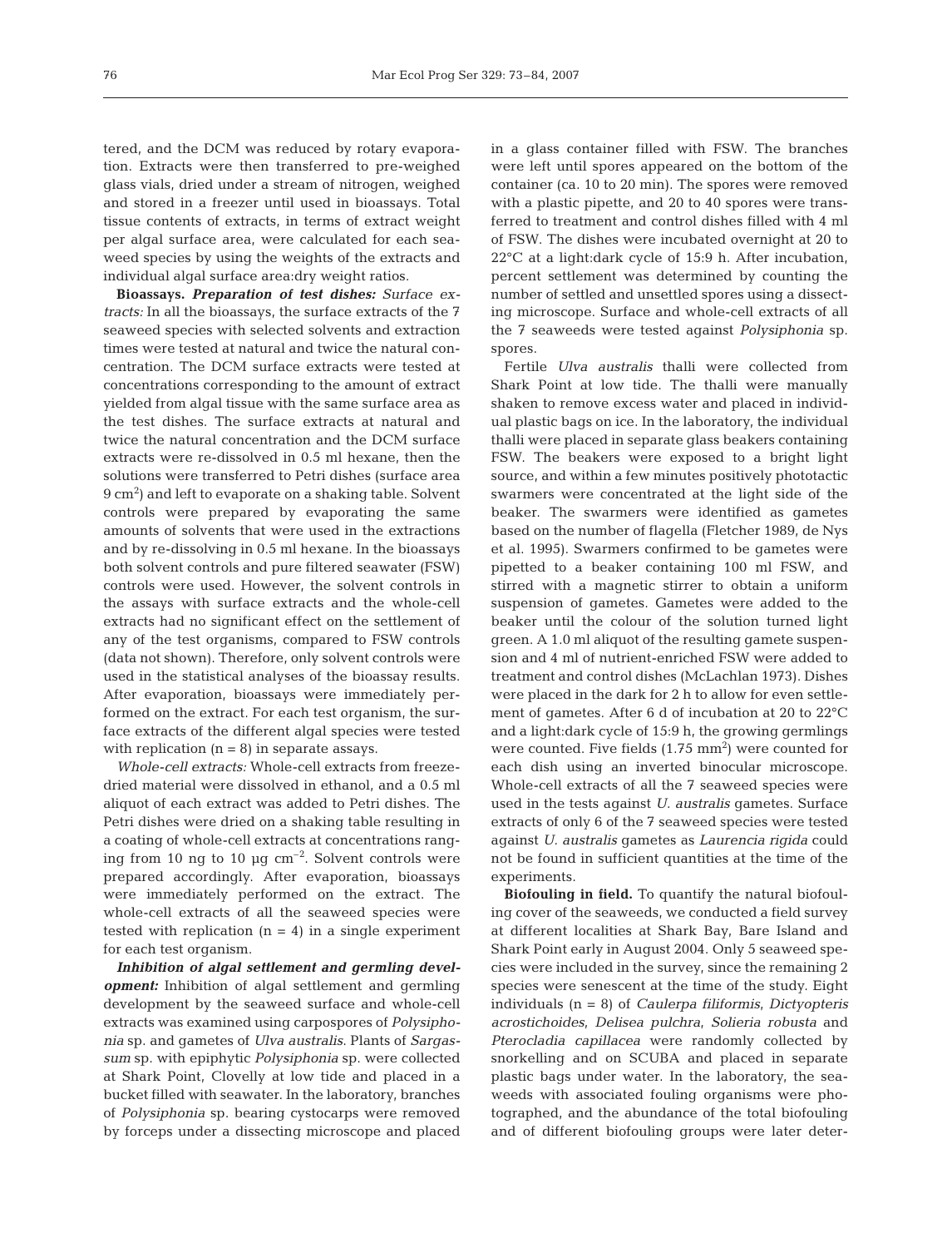tered, and the DCM was reduced by rotary evaporation. Extracts were then transferred to pre-weighed glass vials, dried under a stream of nitrogen, weighed and stored in a freezer until used in bioassays. Total tissue contents of extracts, in terms of extract weight per algal surface area, were calculated for each seaweed species by using the weights of the extracts and individual algal surface area:dry weight ratios.

**Bioassays.** ***Preparation of test dishes:*** *Surface extracts:* In all the bioassays, the surface extracts of the 7 seaweed species with selected solvents and extraction times were tested at natural and twice the natural concentration. The DCM surface extracts were tested at concentrations corresponding to the amount of extract yielded from algal tissue with the same surface area as the test dishes. The surface extracts at natural and twice the natural concentration and the DCM surface extracts were re-dissolved in 0.5 ml hexane, then the solutions were transferred to Petri dishes (surface area 9 $cm^2$) and left to evaporate on a shaking table. Solvent controls were prepared by evaporating the same amounts of solvents that were used in the extractions and by re-dissolving in 0.5 ml hexane. In the bioassays both solvent controls and pure filtered seawater (FSW) controls were used. However, the solvent controls in the assays with surface extracts and the whole-cell extracts had no significant effect on the settlement of any of the test organisms, compared to FSW controls (data not shown). Therefore, only solvent controls were used in the statistical analyses of the bioassay results. After evaporation, bioassays were immediately performed on the extract. For each test organism, the surface extracts of the different algal species were tested with replication (n = 8) in separate assays.

*Whole-cell extracts:* Whole-cell extracts from freeze-dried material were dissolved in ethanol, and a 0.5 ml aliquot of each extract was added to Petri dishes. The Petri dishes were dried on a shaking table resulting in a coating of whole-cell extracts at concentrations ranging from 10 ng to 10 µg $cm^{-2}$. Solvent controls were prepared accordingly. After evaporation, bioassays were immediately performed on the extract. The whole-cell extracts of all the seaweed species were tested with replication (n = 4) in a single experiment for each test organism.

***Inhibition of algal settlement and germling development:*** Inhibition of algal settlement and germling development by the seaweed surface and whole-cell extracts was examined using carpospores of *Polysiphonia* sp. and gametes of *Ulva australis*. Plants of *Sargassum* sp. with epiphytic *Polysiphonia* sp. were collected at Shark Point, Clovelly at low tide and placed in a bucket filled with seawater. In the laboratory, branches of *Polysiphonia* sp. bearing cystocarps were removed by forceps under a dissecting microscope and placed in a glass container filled with FSW. The branches were left until spores appeared on the bottom of the container (ca. 10 to 20 min). The spores were removed with a plastic pipette, and 20 to 40 spores were transferred to treatment and control dishes filled with 4 ml of FSW. The dishes were incubated overnight at 20 to 22°C at a light:dark cycle of 15:9 h. After incubation, percent settlement was determined by counting the number of settled and unsettled spores using a dissecting microscope. Surface and whole-cell extracts of all the 7 seaweeds were tested against *Polysiphonia* sp. spores.

Fertile *Ulva australis* thalli were collected from Shark Point at low tide. The thalli were manually shaken to remove excess water and placed in individual plastic bags on ice. In the laboratory, the individual thalli were placed in separate glass beakers containing FSW. The beakers were exposed to a bright light source, and within a few minutes positively phototactic swarmers were concentrated at the light side of the beaker. The swarmers were identified as gametes based on the number of flagella (Fletcher 1989, de Nys et al. 1995). Swarmers confirmed to be gametes were pipetted to a beaker containing 100 ml FSW, and stirred with a magnetic stirrer to obtain a uniform suspension of gametes. Gametes were added to the beaker until the colour of the solution turned light green. A 1.0 ml aliquot of the resulting gamete suspension and 4 ml of nutrient-enriched FSW were added to treatment and control dishes (McLachlan 1973). Dishes were placed in the dark for 2 h to allow for even settlement of gametes. After 6 d of incubation at 20 to 22°C and a light:dark cycle of 15:9 h, the growing germlings were counted. Five fields (1.75 $mm^2$) were counted for each dish using an inverted binocular microscope. Whole-cell extracts of all the 7 seaweed species were used in the tests against *U. australis* gametes. Surface extracts of only 6 of the 7 seaweed species were tested against *U. australis* gametes as *Laurencia rigida* could not be found in sufficient quantities at the time of the experiments.

**Biofouling in field.** To quantify the natural biofouling cover of the seaweeds, we conducted a field survey at different localities at Shark Bay, Bare Island and Shark Point early in August 2004. Only 5 seaweed species were included in the survey, since the remaining 2 species were senescent at the time of the study. Eight individuals (n = 8) of *Caulerpa filiformis*, *Dictyopteris acrostichoides*, *Delisea pulchra*, *Solieria robusta* and *Pterocladia capillacea* were randomly collected by snorkelling and on SCUBA and placed in separate plastic bags under water. In the laboratory, the seaweeds with associated fouling organisms were photographed, and the abundance of the total biofouling and of different biofouling groups were later deter-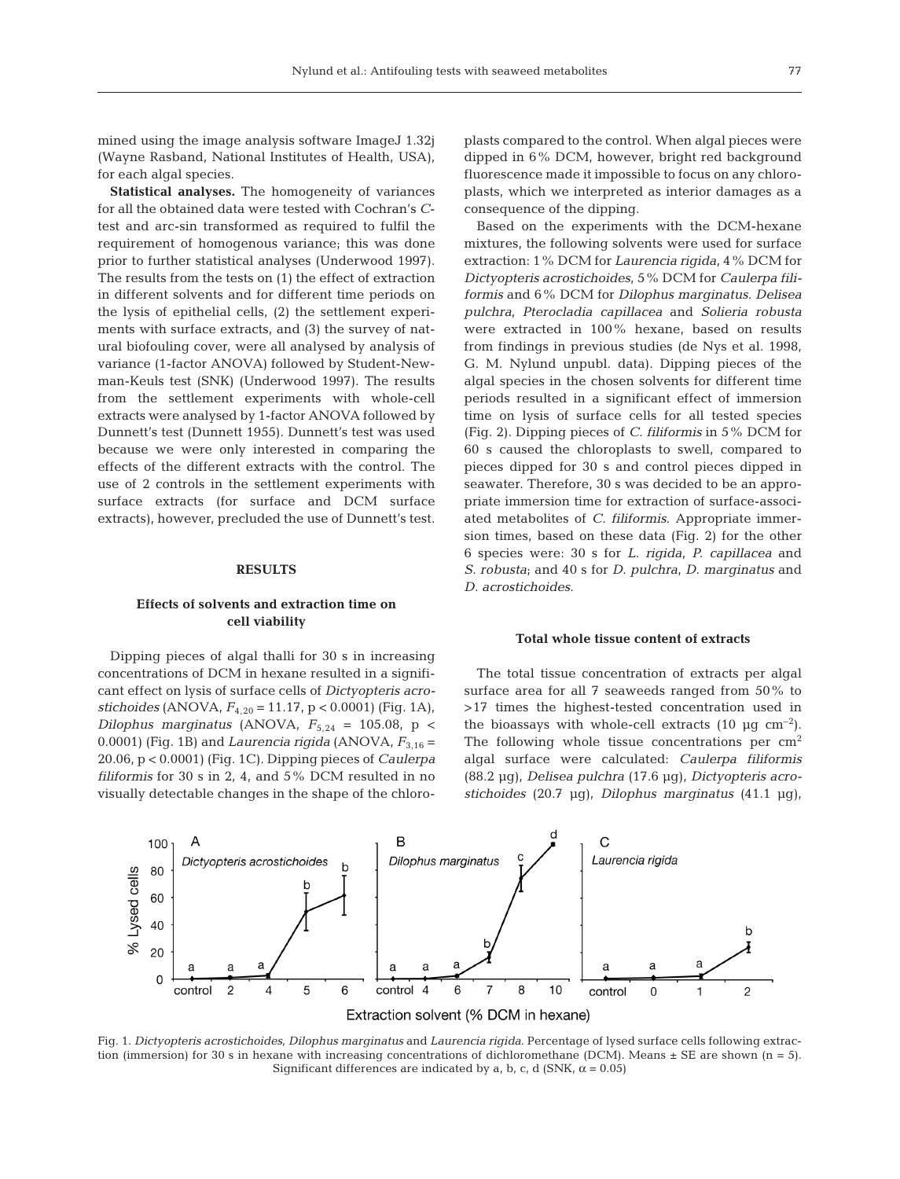mined using the image analysis software ImageJ 1.32j (Wayne Rasband, National Institutes of Health, USA), for each algal species.

**Statistical analyses.** The homogeneity of variances for all the obtained data were tested with Cochran's *C*-test and arc-sin transformed as required to fulfil the requirement of homogenous variance; this was done prior to further statistical analyses (Underwood 1997). The results from the tests on (1) the effect of extraction in different solvents and for different time periods on the lysis of epithelial cells, (2) the settlement experiments with surface extracts, and (3) the survey of natural biofouling cover, were all analysed by analysis of variance (1-factor ANOVA) followed by Student-Newman-Keuls test (SNK) (Underwood 1997). The results from the settlement experiments with whole-cell extracts were analysed by 1-factor ANOVA followed by Dunnett's test (Dunnett 1955). Dunnett's test was used because we were only interested in comparing the effects of the different extracts with the control. The use of 2 controls in the settlement experiments with surface extracts (for surface and DCM surface extracts), however, precluded the use of Dunnett's test.

## RESULTS

### Effects of solvents and extraction time on cell viability

Dipping pieces of algal thalli for 30 s in increasing concentrations of DCM in hexane resulted in a significant effect on lysis of surface cells of *Dictyopteris acrostichoides* (ANOVA, $F_{4,20} = 11.17$, $p < 0.0001$) (Fig. 1A), *Dilophus marginatus* (ANOVA, $F_{5,24} = 105.08$, $p < 0.0001$) (Fig. 1B) and *Laurencia rigida* (ANOVA, $F_{3,16} = 20.06$, $p < 0.0001$) (Fig. 1C). Dipping pieces of *Caulerpa filiformis* for 30 s in 2, 4, and 5% DCM resulted in no visually detectable changes in the shape of the chloroplasts compared to the control. When algal pieces were dipped in 6% DCM, however, bright red background fluorescence made it impossible to focus on any chloroplasts, which we interpreted as interior damages as a consequence of the dipping.

Based on the experiments with the DCM-hexane mixtures, the following solvents were used for surface extraction: 1% DCM for *Laurencia rigida*, 4% DCM for *Dictyopteris acrostichoides*, 5% DCM for *Caulerpa filiformis* and 6% DCM for *Dilophus marginatus*. *Delisea pulchra*, *Pterocladia capillacea* and *Solieria robusta* were extracted in 100% hexane, based on results from findings in previous studies (de Nys et al. 1998, G. M. Nylund unpubl. data). Dipping pieces of the algal species in the chosen solvents for different time periods resulted in a significant effect of immersion time on lysis of surface cells for all tested species (Fig. 2). Dipping pieces of *C. filiformis* in 5% DCM for 60 s caused the chloroplasts to swell, compared to pieces dipped for 30 s and control pieces dipped in seawater. Therefore, 30 s was decided to be an appropriate immersion time for extraction of surface-associated metabolites of *C. filiformis*. Appropriate immersion times, based on these data (Fig. 2) for the other 6 species were: 30 s for *L. rigida*, *P. capillacea* and *S. robusta*; and 40 s for *D. pulchra*, *D. marginatus* and *D. acrostichoides*.

### Total whole tissue content of extracts

The total tissue concentration of extracts per algal surface area for all 7 seaweeds ranged from 50% to >17 times the highest-tested concentration used in the bioassays with whole-cell extracts (10 µg $cm^{-2}$). The following whole tissue concentrations per $cm^2$ algal surface were calculated: *Caulerpa filiformis* (88.2 µg), *Delisea pulchra* (17.6 µg), *Dictyopteris acrostichoides* (20.7 µg), *Dilophus marginatus* (41.1 µg),

Fig. 1. *Dictyopteris acrostichoides*, *Dilophus marginatus* and *Laurencia rigida*. Percentage of lysed surface cells following extraction (immersion) for 30 s in hexane with increasing concentrations of dichloromethane (DCM). Means ± SE are shown (n = 5). Significant differences are indicated by a, b, c, d (SNK, α = 0.05)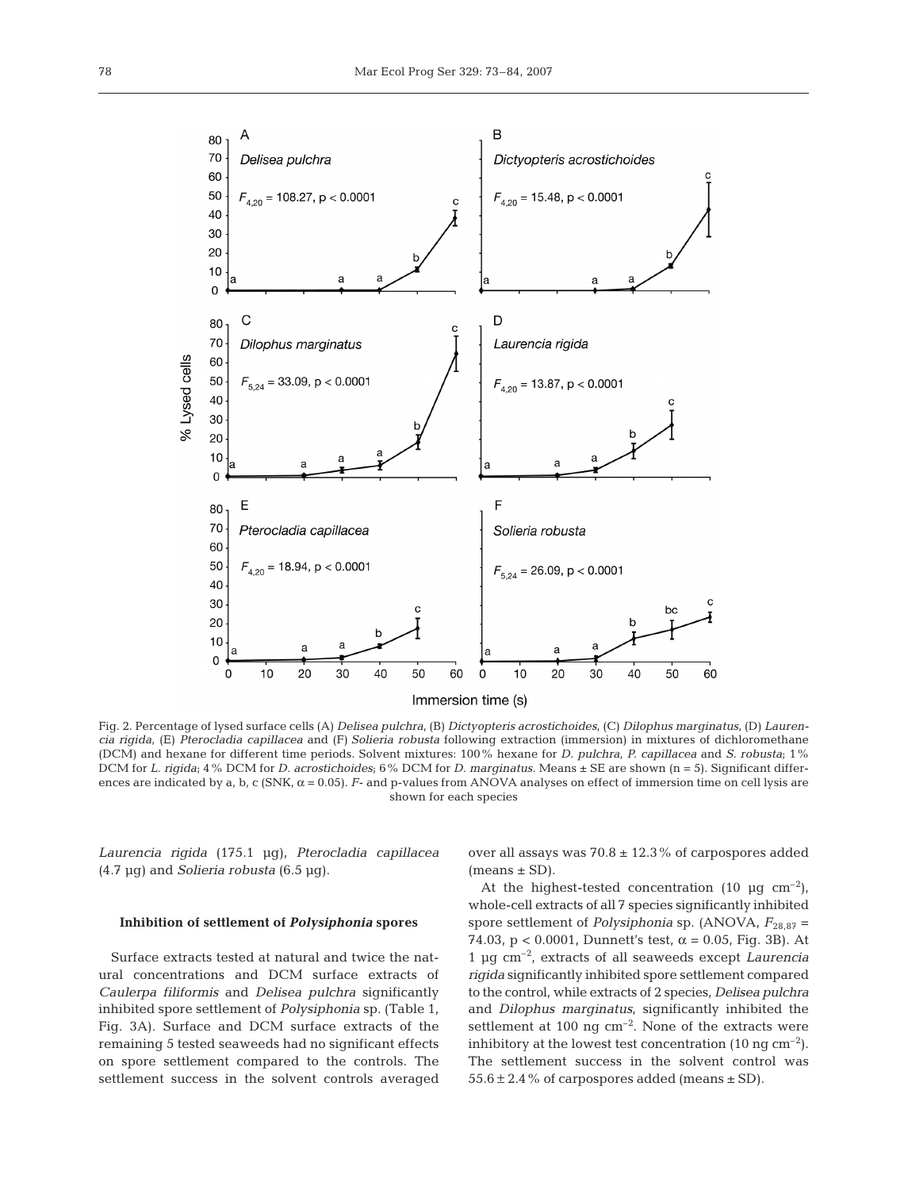Fig. 2. Percentage of lysed surface cells (A) *Delisea pulchra*, (B) *Dictyopteris acrostichoides*, (C) *Dilophus marginatus*, (D) *Laurencia rigida*, (E) *Pterocladia capillacea* and (F) *Solieria robusta* following extraction (immersion) in mixtures of dichloromethane (DCM) and hexane for different time periods. Solvent mixtures: 100% hexane for *D. pulchra*, *P. capillacea* and *S. robusta*; 1% DCM for *L. rigida*; 4% DCM for *D. acrostichoides*; 6% DCM for *D. marginatus*. Means ± SE are shown (n = 5). Significant differences are indicated by a, b, c (SNK, $\alpha = 0.05$). *F*- and p-values from ANOVA analyses on effect of immersion time on cell lysis are shown for each species

*Laurencia rigida* (175.1 µg), *Pterocladia capillacea* (4.7 µg) and *Solieria robusta* (6.5 µg).

### Inhibition of settlement of *Polysiphonia* spores

Surface extracts tested at natural and twice the natural concentrations and DCM surface extracts of *Caulerpa filiformis* and *Delisea pulchra* significantly inhibited spore settlement of *Polysiphonia* sp. (Table 1, Fig. 3A). Surface and DCM surface extracts of the remaining 5 tested seaweeds had no significant effects on spore settlement compared to the controls. The settlement success in the solvent controls averaged over all assays was 70.8 ± 12.3% of carpospores added (means ± SD).

At the highest-tested concentration (10 µg cm$^{-2}$), whole-cell extracts of all 7 species significantly inhibited spore settlement of *Polysiphonia* sp. (ANOVA, $F_{28,87}$ = 74.03, p < 0.0001, Dunnett's test, $\alpha = 0.05$, Fig. 3B). At 1 µg cm$^{-2}$, extracts of all seaweeds except *Laurencia rigida* significantly inhibited spore settlement compared to the control, while extracts of 2 species, *Delisea pulchra* and *Dilophus marginatus*, significantly inhibited the settlement at 100 ng cm$^{-2}$. None of the extracts were inhibitory at the lowest test concentration (10 ng cm$^{-2}$). The settlement success in the solvent control was 55.6 ± 2.4% of carpospores added (means ± SD).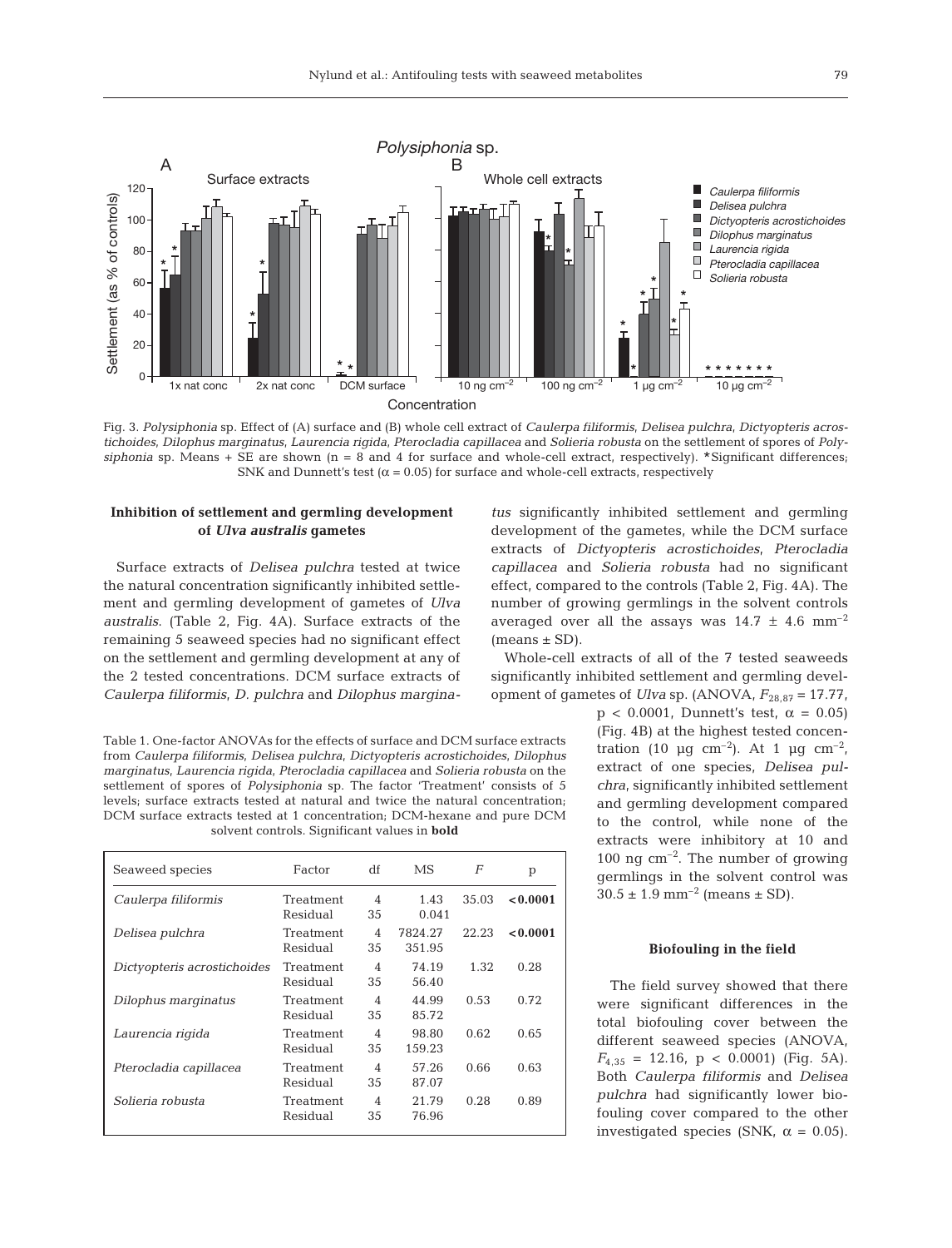Fig. 3. *Polysiphonia* sp. Effect of (A) surface and (B) whole cell extract of *Caulerpa filiformis*, *Delisea pulchra*, *Dictyopteris acrostichoides*, *Dilophus marginatus*, *Laurencia rigida*, *Pterocladia capillacea* and *Solieria robusta* on the settlement of spores of *Polysiphonia* sp. Means + SE are shown (n = 8 and 4 for surface and whole-cell extract, respectively). *Significant differences; SNK and Dunnett's test ($\alpha = 0.05$) for surface and whole-cell extracts, respectively

### Inhibition of settlement and germling development of *Ulva australis* gametes

Surface extracts of *Delisea pulchra* tested at twice the natural concentration significantly inhibited settlement and germling development of gametes of *Ulva australis*. (Table 2, Fig. 4A). Surface extracts of the remaining 5 seaweed species had no significant effect on the settlement and germling development at any of the 2 tested concentrations. DCM surface extracts of *Caulerpa filiformis*, *D. pulchra* and *Dilophus marginatus* significantly inhibited settlement and germling development of the gametes, while the DCM surface extracts of *Dictyopteris acrostichoides*, *Pterocladia capillacea* and *Solieria robusta* had no significant effect, compared to the controls (Table 2, Fig. 4A). The number of growing germlings in the solvent controls averaged over all the assays was $14.7 \pm 4.6$ mm$^{-2}$ (means ± SD).

Whole-cell extracts of all of the 7 tested seaweeds significantly inhibited settlement and germling development of gametes of *Ulva* sp. (ANOVA, $F_{28,87} = 17.77$, $p < 0.0001$, Dunnett's test, $\alpha = 0.05$) (Fig. 4B) at the highest tested concentration (10 µg cm$^{-2}$). At 1 µg cm$^{-2}$, extract of one species, *Delisea pulchra*, significantly inhibited settlement and germling development compared to the control, while none of the extracts were inhibitory at 10 and 100 ng cm$^{-2}$. The number of growing germlings in the solvent control was $30.5 \pm 1.9$ mm$^{-2}$ (means ± SD).

Table 1. One-factor ANOVAs for the effects of surface and DCM surface extracts from *Caulerpa filiformis*, *Delisea pulchra*, *Dictyopteris acrostichoides*, *Dilophus marginatus*, *Laurencia rigida*, *Pterocladia capillacea* and *Solieria robusta* on the settlement of spores of *Polysiphonia* sp. The factor 'Treatment' consists of 5 levels; surface extracts tested at natural and twice the natural concentration; DCM surface extracts tested at 1 concentration; DCM-hexane and pure DCM solvent controls. Significant values in **bold**

| Seaweed species | Factor | df | MS | *F* | p |
|---|---|---|---|---|---|
| *Caulerpa filiformis* | Treatment | 4 | 1.43 | 35.03 | **<0.0001** |
| | Residual | 35 | 0.041 | | |
| *Delisea pulchra* | Treatment | 4 | 7824.27 | 22.23 | **<0.0001** |
| | Residual | 35 | 351.95 | | |
| *Dictyopteris acrostichoides* | Treatment | 4 | 74.19 | 1.32 | 0.28 |
| | Residual | 35 | 56.40 | | |
| *Dilophus marginatus* | Treatment | 4 | 44.99 | 0.53 | 0.72 |
| | Residual | 35 | 85.72 | | |
| *Laurencia rigida* | Treatment | 4 | 98.80 | 0.62 | 0.65 |
| | Residual | 35 | 159.23 | | |
| *Pterocladia capillacea* | Treatment | 4 | 57.26 | 0.66 | 0.63 |
| | Residual | 35 | 87.07 | | |
| *Solieria robusta* | Treatment | 4 | 21.79 | 0.28 | 0.89 |
| | Residual | 35 | 76.96 | | |

### Biofouling in the field

The field survey showed that there were significant differences in the total biofouling cover between the different seaweed species (ANOVA, $F_{4,35} = 12.16$, $p < 0.0001$) (Fig. 5A). Both *Caulerpa filiformis* and *Delisea pulchra* had significantly lower biofouling cover compared to the other investigated species (SNK, $\alpha = 0.05$).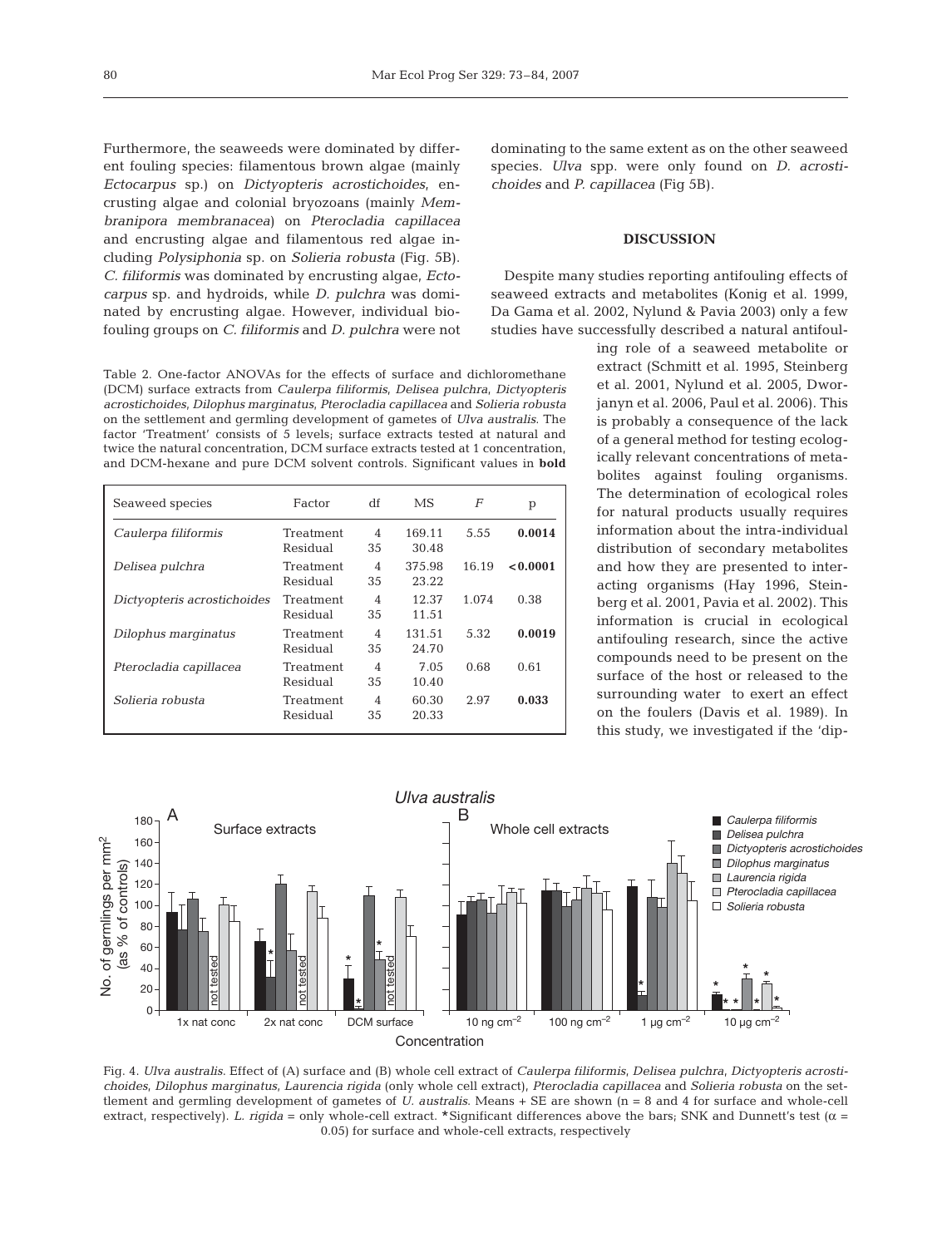Furthermore, the seaweeds were dominated by different fouling species: filamentous brown algae (mainly *Ectocarpus* sp.) on *Dictyopteris acrostichoides*, encrusting algae and colonial bryozoans (mainly *Membranipora membranacea*) on *Pterocladia capillacea* and encrusting algae and filamentous red algae including *Polysiphonia* sp. on *Solieria robusta* (Fig. 5B). *C. filiformis* was dominated by encrusting algae, *Ectocarpus* sp. and hydroids, while *D. pulchra* was dominated by encrusting algae. However, individual biofouling groups on *C. filiformis* and *D. pulchra* were not dominating to the same extent as on the other seaweed species. *Ulva* spp. were only found on *D. acrostichoides* and *P. capillacea* (Fig 5B).

Table 2. One-factor ANOVAs for the effects of surface and dichloromethane (DCM) surface extracts from *Caulerpa filiformis*, *Delisea pulchra*, *Dictyopteris acrostichoides*, *Dilophus marginatus*, *Pterocladia capillacea* and *Solieria robusta* on the settlement and germling development of gametes of *Ulva australis*. The factor 'Treatment' consists of 5 levels; surface extracts tested at natural and twice the natural concentration, DCM surface extracts tested at 1 concentration, and DCM-hexane and pure DCM solvent controls. Significant values in **bold**

| Seaweed species | Factor | df | MS | *F* | p |
|---|---|---|---|---|---|
| *Caulerpa filiformis* | Treatment | 4 | 169.11 | 5.55 | **0.0014** |
| | Residual | 35 | 30.48 | | |
| *Delisea pulchra* | Treatment | 4 | 375.98 | 16.19 | **<0.0001** |
| | Residual | 35 | 23.22 | | |
| *Dictyopteris acrostichoides* | Treatment | 4 | 12.37 | 1.074 | 0.38 |
| | Residual | 35 | 11.51 | | |
| *Dilophus marginatus* | Treatment | 4 | 131.51 | 5.32 | **0.0019** |
| | Residual | 35 | 24.70 | | |
| *Pterocladia capillacea* | Treatment | 4 | 7.05 | 0.68 | 0.61 |
| | Residual | 35 | 10.40 | | |
| *Solieria robusta* | Treatment | 4 | 60.30 | 2.97 | **0.033** |
| | Residual | 35 | 20.33 | | |

## DISCUSSION

Despite many studies reporting antifouling effects of seaweed extracts and metabolites (Konig et al. 1999, Da Gama et al. 2002, Nylund & Pavia 2003) only a few studies have successfully described a natural antifouling role of a seaweed metabolite or extract (Schmitt et al. 1995, Steinberg et al. 2001, Nylund et al. 2005, Dworjanyn et al. 2006, Paul et al. 2006). This is probably a consequence of the lack of a general method for testing ecologically relevant concentrations of metabolites against fouling organisms. The determination of ecological roles for natural products usually requires information about the intra-individual distribution of secondary metabolites and how they are presented to interacting organisms (Hay 1996, Steinberg et al. 2001, Pavia et al. 2002). This information is crucial in ecological antifouling research, since the active compounds need to be present on the surface of the host or released to the surrounding water to exert an effect on the foulers (Davis et al. 1989). In this study, we investigated if the 'dip-

Fig. 4. *Ulva australis*. Effect of (A) surface and (B) whole cell extract of *Caulerpa filiformis*, *Delisea pulchra*, *Dictyopteris acrostichoides*, *Dilophus marginatus*, *Laurencia rigida* (only whole cell extract), *Pterocladia capillacea* and *Solieria robusta* on the settlement and germling development of gametes of *U. australis*. Means + SE are shown (n = 8 and 4 for surface and whole-cell extract, respectively). *L. rigida* = only whole-cell extract. *Significant differences above the bars; SNK and Dunnett's test (α = 0.05) for surface and whole-cell extracts, respectively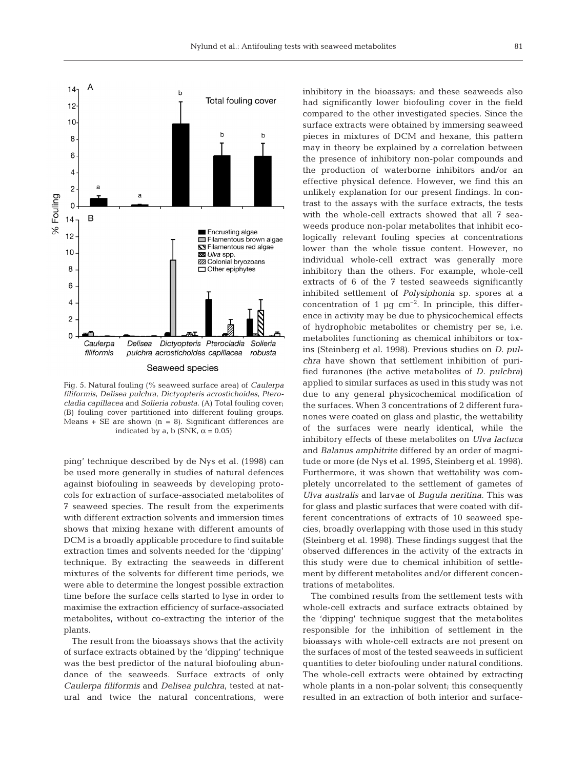Fig. 5. Natural fouling (% seaweed surface area) of *Caulerpa filiformis*, *Delisea pulchra*, *Dictyopteris acrostichoides*, *Pterocladia capillacea* and *Solieria robusta*. (A) Total fouling cover; (B) fouling cover partitioned into different fouling groups. Means + SE are shown (n = 8). Significant differences are indicated by a, b (SNK, $\alpha = 0.05$)

ping' technique described by de Nys et al. (1998) can be used more generally in studies of natural defences against biofouling in seaweeds by developing protocols for extraction of surface-associated metabolites of 7 seaweed species. The result from the experiments with different extraction solvents and immersion times shows that mixing hexane with different amounts of DCM is a broadly applicable procedure to find suitable extraction times and solvents needed for the 'dipping' technique. By extracting the seaweeds in different mixtures of the solvents for different time periods, we were able to determine the longest possible extraction time before the surface cells started to lyse in order to maximise the extraction efficiency of surface-associated metabolites, without co-extracting the interior of the plants.

The result from the bioassays shows that the activity of surface extracts obtained by the 'dipping' technique was the best predictor of the natural biofouling abundance of the seaweeds. Surface extracts of only *Caulerpa filiformis* and *Delisea pulchra*, tested at natural and twice the natural concentrations, were inhibitory in the bioassays; and these seaweeds also had significantly lower biofouling cover in the field compared to the other investigated species. Since the surface extracts were obtained by immersing seaweed pieces in mixtures of DCM and hexane, this pattern may in theory be explained by a correlation between the presence of inhibitory non-polar compounds and the production of waterborne inhibitors and/or an effective physical defence. However, we find this an unlikely explanation for our present findings. In contrast to the assays with the surface extracts, the tests with the whole-cell extracts showed that all 7 seaweeds produce non-polar metabolites that inhibit ecologically relevant fouling species at concentrations lower than the whole tissue content. However, no individual whole-cell extract was generally more inhibitory than the others. For example, whole-cell extracts of 6 of the 7 tested seaweeds significantly inhibited settlement of *Polysiphonia* sp. spores at a concentration of 1 µg $cm^{-2}$. In principle, this difference in activity may be due to physicochemical effects of hydrophobic metabolites or chemistry per se, i.e. metabolites functioning as chemical inhibitors or toxins (Steinberg et al. 1998). Previous studies on *D. pulchra* have shown that settlement inhibition of purified furanones (the active metabolites of *D. pulchra*) applied to similar surfaces as used in this study was not due to any general physicochemical modification of the surfaces. When 3 concentrations of 2 different furanones were coated on glass and plastic, the wettability of the surfaces were nearly identical, while the inhibitory effects of these metabolites on *Ulva lactuca* and *Balanus amphitrite* differed by an order of magnitude or more (de Nys et al. 1995, Steinberg et al. 1998). Furthermore, it was shown that wettability was completely uncorrelated to the settlement of gametes of *Ulva australis* and larvae of *Bugula neritina*. This was for glass and plastic surfaces that were coated with different concentrations of extracts of 10 seaweed species, broadly overlapping with those used in this study (Steinberg et al. 1998). These findings suggest that the observed differences in the activity of the extracts in this study were due to chemical inhibition of settlement by different metabolites and/or different concentrations of metabolites.

The combined results from the settlement tests with whole-cell extracts and surface extracts obtained by the 'dipping' technique suggest that the metabolites responsible for the inhibition of settlement in the bioassays with whole-cell extracts are not present on the surfaces of most of the tested seaweeds in sufficient quantities to deter biofouling under natural conditions. The whole-cell extracts were obtained by extracting whole plants in a non-polar solvent; this consequently resulted in an extraction of both interior and surface-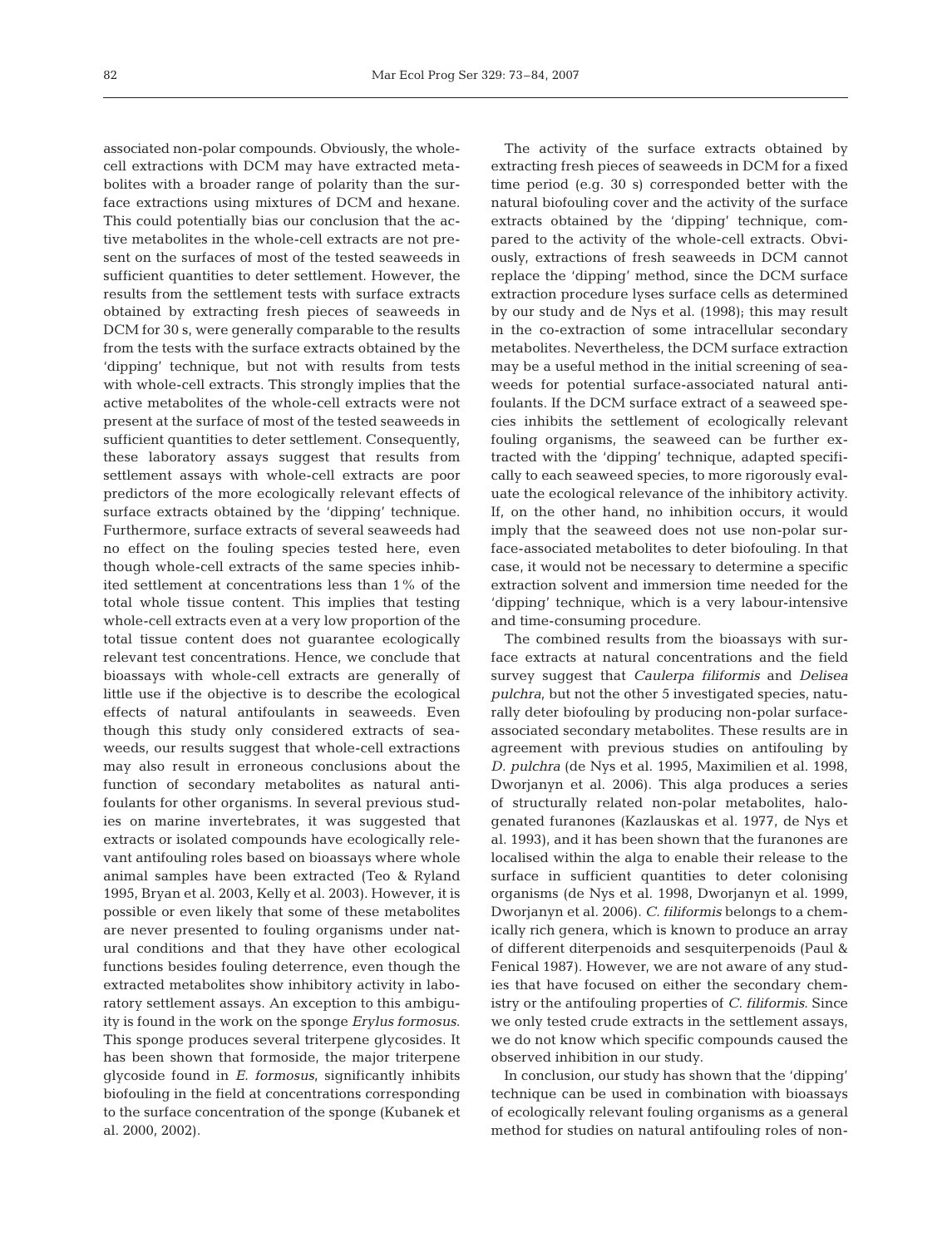associated non-polar compounds. Obviously, the whole-cell extractions with DCM may have extracted metabolites with a broader range of polarity than the surface extractions using mixtures of DCM and hexane. This could potentially bias our conclusion that the active metabolites in the whole-cell extracts are not present on the surfaces of most of the tested seaweeds in sufficient quantities to deter settlement. However, the results from the settlement tests with surface extracts obtained by extracting fresh pieces of seaweeds in DCM for 30 s, were generally comparable to the results from the tests with the surface extracts obtained by the 'dipping' technique, but not with results from tests with whole-cell extracts. This strongly implies that the active metabolites of the whole-cell extracts were not present at the surface of most of the tested seaweeds in sufficient quantities to deter settlement. Consequently, these laboratory assays suggest that results from settlement assays with whole-cell extracts are poor predictors of the more ecologically relevant effects of surface extracts obtained by the 'dipping' technique. Furthermore, surface extracts of several seaweeds had no effect on the fouling species tested here, even though whole-cell extracts of the same species inhibited settlement at concentrations less than 1% of the total whole tissue content. This implies that testing whole-cell extracts even at a very low proportion of the total tissue content does not guarantee ecologically relevant test concentrations. Hence, we conclude that bioassays with whole-cell extracts are generally of little use if the objective is to describe the ecological effects of natural antifoulants in seaweeds. Even though this study only considered extracts of seaweeds, our results suggest that whole-cell extractions may also result in erroneous conclusions about the function of secondary metabolites as natural antifoulants for other organisms. In several previous studies on marine invertebrates, it was suggested that extracts or isolated compounds have ecologically relevant antifouling roles based on bioassays where whole animal samples have been extracted (Teo & Ryland 1995, Bryan et al. 2003, Kelly et al. 2003). However, it is possible or even likely that some of these metabolites are never presented to fouling organisms under natural conditions and that they have other ecological functions besides fouling deterrence, even though the extracted metabolites show inhibitory activity in laboratory settlement assays. An exception to this ambiguity is found in the work on the sponge *Erylus formosus*. This sponge produces several triterpene glycosides. It has been shown that formoside, the major triterpene glycoside found in *E. formosus*, significantly inhibits biofouling in the field at concentrations corresponding to the surface concentration of the sponge (Kubanek et al. 2000, 2002).

The activity of the surface extracts obtained by extracting fresh pieces of seaweeds in DCM for a fixed time period (e.g. 30 s) corresponded better with the natural biofouling cover and the activity of the surface extracts obtained by the 'dipping' technique, compared to the activity of the whole-cell extracts. Obviously, extractions of fresh seaweeds in DCM cannot replace the 'dipping' method, since the DCM surface extraction procedure lyses surface cells as determined by our study and de Nys et al. (1998); this may result in the co-extraction of some intracellular secondary metabolites. Nevertheless, the DCM surface extraction may be a useful method in the initial screening of seaweeds for potential surface-associated natural antifoulants. If the DCM surface extract of a seaweed species inhibits the settlement of ecologically relevant fouling organisms, the seaweed can be further extracted with the 'dipping' technique, adapted specifically to each seaweed species, to more rigorously evaluate the ecological relevance of the inhibitory activity. If, on the other hand, no inhibition occurs, it would imply that the seaweed does not use non-polar surface-associated metabolites to deter biofouling. In that case, it would not be necessary to determine a specific extraction solvent and immersion time needed for the 'dipping' technique, which is a very labour-intensive and time-consuming procedure.

The combined results from the bioassays with surface extracts at natural concentrations and the field survey suggest that *Caulerpa filiformis* and *Delisea pulchra*, but not the other 5 investigated species, naturally deter biofouling by producing non-polar surface-associated secondary metabolites. These results are in agreement with previous studies on antifouling by *D. pulchra* (de Nys et al. 1995, Maximilien et al. 1998, Dworjanyn et al. 2006). This alga produces a series of structurally related non-polar metabolites, halogenated furanones (Kazlauskas et al. 1977, de Nys et al. 1993), and it has been shown that the furanones are localised within the alga to enable their release to the surface in sufficient quantities to deter colonising organisms (de Nys et al. 1998, Dworjanyn et al. 1999, Dworjanyn et al. 2006). *C. filiformis* belongs to a chemically rich genera, which is known to produce an array of different diterpenoids and sesquiterpenoids (Paul & Fenical 1987). However, we are not aware of any studies that have focused on either the secondary chemistry or the antifouling properties of *C. filiformis*. Since we only tested crude extracts in the settlement assays, we do not know which specific compounds caused the observed inhibition in our study.

In conclusion, our study has shown that the 'dipping' technique can be used in combination with bioassays of ecologically relevant fouling organisms as a general method for studies on natural antifouling roles of non-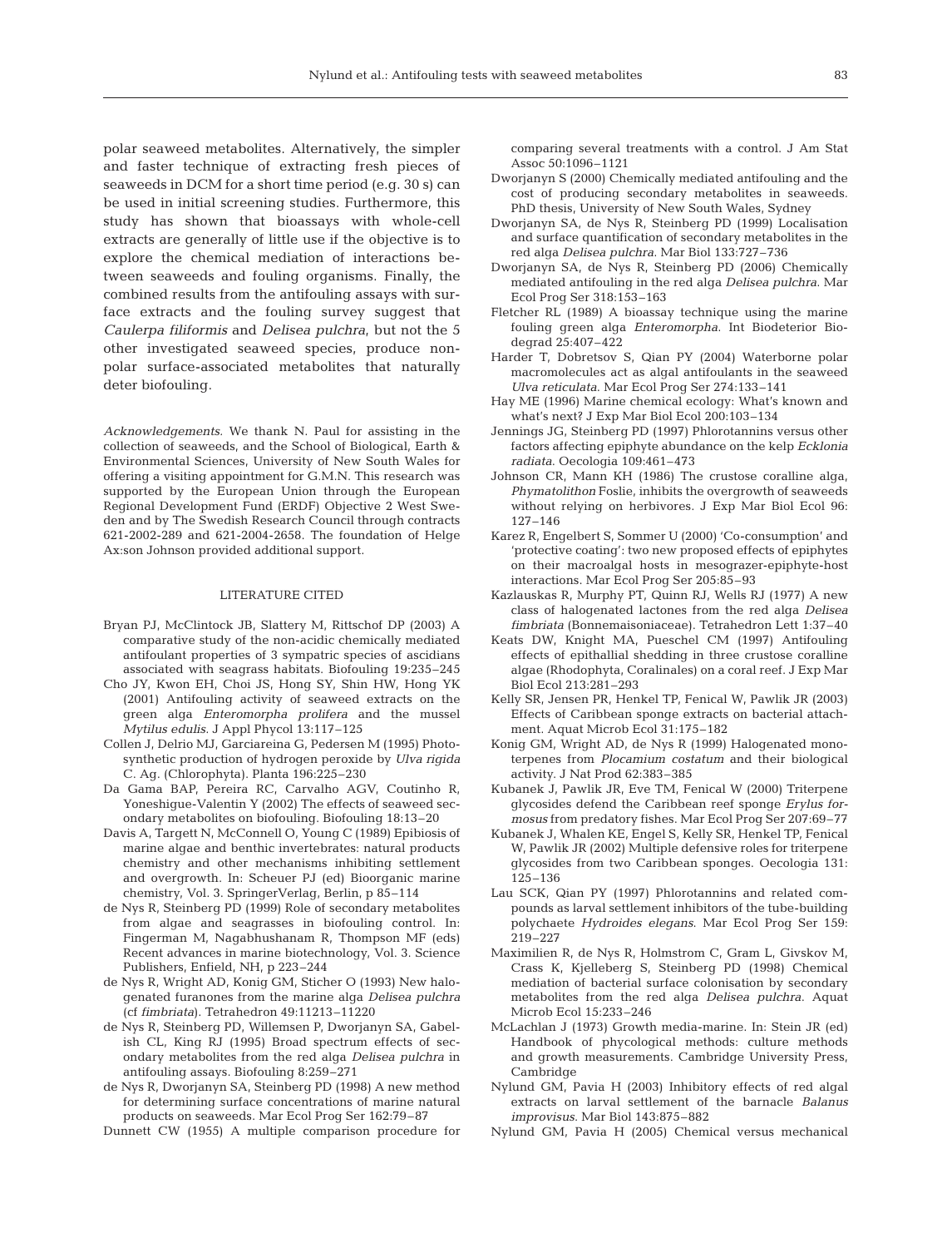polar seaweed metabolites. Alternatively, the simpler and faster technique of extracting fresh pieces of seaweeds in DCM for a short time period (e.g. 30 s) can be used in initial screening studies. Furthermore, this study has shown that bioassays with whole-cell extracts are generally of little use if the objective is to explore the chemical mediation of interactions between seaweeds and fouling organisms. Finally, the combined results from the antifouling assays with surface extracts and the fouling survey suggest that *Caulerpa filiformis* and *Delisea pulchra*, but not the 5 other investigated seaweed species, produce non-polar surface-associated metabolites that naturally deter biofouling.

*Acknowledgements.* We thank N. Paul for assisting in the collection of seaweeds, and the School of Biological, Earth & Environmental Sciences, University of New South Wales for offering a visiting appointment for G.M.N. This research was supported by the European Union through the European Regional Development Fund (ERDF) Objective 2 West Sweden and by The Swedish Research Council through contracts 621-2002-289 and 621-2004-2658. The foundation of Helge Ax:son Johnson provided additional support.

## LITERATURE CITED

- Bryan PJ, McClintock JB, Slattery M, Rittschof DP (2003) A comparative study of the non-acidic chemically mediated antifoulant properties of 3 sympatric species of ascidians associated with seagrass habitats. Biofouling 19:235–245
- Cho JY, Kwon EH, Choi JS, Hong SY, Shin HW, Hong YK (2001) Antifouling activity of seaweed extracts on the green alga *Enteromorpha prolifera* and the mussel *Mytilus edulis*. J Appl Phycol 13:117–125
- Collen J, Delrio MJ, Garciareina G, Pedersen M (1995) Photosynthetic production of hydrogen peroxide by *Ulva rigida* C. Ag. (Chlorophyta). Planta 196:225–230
- Da Gama BAP, Pereira RC, Carvalho AGV, Coutinho R, Yoneshigue-Valentin Y (2002) The effects of seaweed secondary metabolites on biofouling. Biofouling 18:13–20
- Davis A, Targett N, McConnell O, Young C (1989) Epibiosis of marine algae and benthic invertebrates: natural products chemistry and other mechanisms inhibiting settlement and overgrowth. In: Scheuer PJ (ed) Bioorganic marine chemistry, Vol. 3. SpringerVerlag, Berlin, p 85–114
- de Nys R, Steinberg PD (1999) Role of secondary metabolites from algae and seagrasses in biofouling control. In: Fingerman M, Nagabhushanam R, Thompson MF (eds) Recent advances in marine biotechnology, Vol. 3. Science Publishers, Enfield, NH, p 223–244
- de Nys R, Wright AD, Konig GM, Sticher O (1993) New halogenated furanones from the marine alga *Delisea pulchra* (cf *fimbriata*). Tetrahedron 49:11213–11220
- de Nys R, Steinberg PD, Willemsen P, Dworjanyn SA, Gabelish CL, King RJ (1995) Broad spectrum effects of secondary metabolites from the red alga *Delisea pulchra* in antifouling assays. Biofouling 8:259–271
- de Nys R, Dworjanyn SA, Steinberg PD (1998) A new method for determining surface concentrations of marine natural products on seaweeds. Mar Ecol Prog Ser 162:79–87
- Dunnett CW (1955) A multiple comparison procedure for comparing several treatments with a control. J Am Stat Assoc 50:1096–1121
- Dworjanyn S (2000) Chemically mediated antifouling and the cost of producing secondary metabolites in seaweeds. PhD thesis, University of New South Wales, Sydney
- Dworjanyn SA, de Nys R, Steinberg PD (1999) Localisation and surface quantification of secondary metabolites in the red alga *Delisea pulchra*. Mar Biol 133:727–736
- Dworjanyn SA, de Nys R, Steinberg PD (2006) Chemically mediated antifouling in the red alga *Delisea pulchra*. Mar Ecol Prog Ser 318:153–163
- Fletcher RL (1989) A bioassay technique using the marine fouling green alga *Enteromorpha*. Int Biodeterior Biodegrad 25:407–422
- Harder T, Dobretsov S, Qian PY (2004) Waterborne polar macromolecules act as algal antifoulants in the seaweed *Ulva reticulata*. Mar Ecol Prog Ser 274:133–141
- Hay ME (1996) Marine chemical ecology: What's known and what's next? J Exp Mar Biol Ecol 200:103–134
- Jennings JG, Steinberg PD (1997) Phlorotannins versus other factors affecting epiphyte abundance on the kelp *Ecklonia radiata*. Oecologia 109:461–473
- Johnson CR, Mann KH (1986) The crustose coralline alga, *Phymatolithon* Foslie, inhibits the overgrowth of seaweeds without relying on herbivores. J Exp Mar Biol Ecol 96: 127–146
- Karez R, Engelbert S, Sommer U (2000) 'Co-consumption' and 'protective coating': two new proposed effects of epiphytes on their macroalgal hosts in mesograzer-epiphyte-host interactions. Mar Ecol Prog Ser 205:85–93
- Kazlauskas R, Murphy PT, Quinn RJ, Wells RJ (1977) A new class of halogenated lactones from the red alga *Delisea fimbriata* (Bonnemaisoniaceae). Tetrahedron Lett 1:37–40
- Keats DW, Knight MA, Pueschel CM (1997) Antifouling effects of epithallial shedding in three crustose coralline algae (Rhodophyta, Coralinales) on a coral reef. J Exp Mar Biol Ecol 213:281–293
- Kelly SR, Jensen PR, Henkel TP, Fenical W, Pawlik JR (2003) Effects of Caribbean sponge extracts on bacterial attachment. Aquat Microb Ecol 31:175–182
- Konig GM, Wright AD, de Nys R (1999) Halogenated monoterpenes from *Plocamium costatum* and their biological activity. J Nat Prod 62:383–385
- Kubanek J, Pawlik JR, Eve TM, Fenical W (2000) Triterpene glycosides defend the Caribbean reef sponge *Erylus formosus* from predatory fishes. Mar Ecol Prog Ser 207:69–77
- Kubanek J, Whalen KE, Engel S, Kelly SR, Henkel TP, Fenical W, Pawlik JR (2002) Multiple defensive roles for triterpene glycosides from two Caribbean sponges. Oecologia 131: 125–136
- Lau SCK, Qian PY (1997) Phlorotannins and related compounds as larval settlement inhibitors of the tube-building polychaete *Hydroides elegans*. Mar Ecol Prog Ser 159: 219–227
- Maximilien R, de Nys R, Holmstrom C, Gram L, Givskov M, Crass K, Kjelleberg S, Steinberg PD (1998) Chemical mediation of bacterial surface colonisation by secondary metabolites from the red alga *Delisea pulchra*. Aquat Microb Ecol 15:233–246
- McLachlan J (1973) Growth media-marine. In: Stein JR (ed) Handbook of phycological methods: culture methods and growth measurements. Cambridge University Press, Cambridge
- Nylund GM, Pavia H (2003) Inhibitory effects of red algal extracts on larval settlement of the barnacle *Balanus improvisus*. Mar Biol 143:875–882
- Nylund GM, Pavia H (2005) Chemical versus mechanical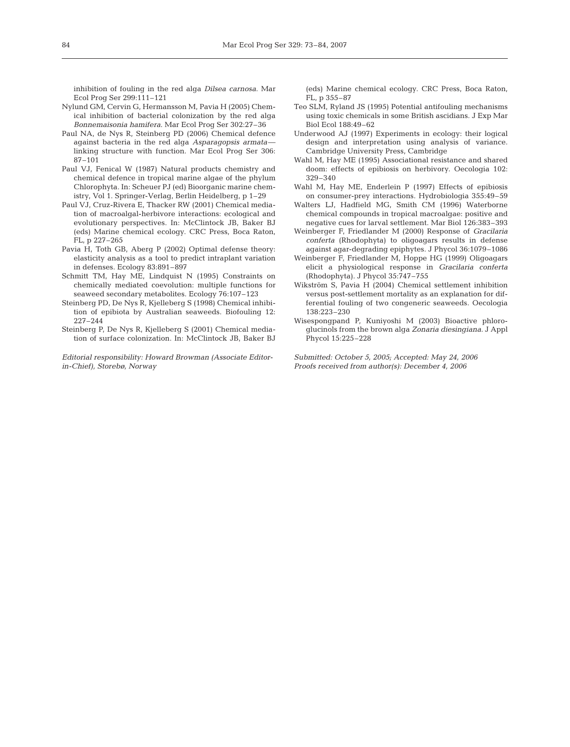inhibition of fouling in the red alga *Dilsea carnosa*. Mar Ecol Prog Ser 299:111–121

Nylund GM, Cervin G, Hermansson M, Pavia H (2005) Chemical inhibition of bacterial colonization by the red alga *Bonnemaisonia hamifera*. Mar Ecol Prog Ser 302:27–36

Paul NA, de Nys R, Steinberg PD (2006) Chemical defence against bacteria in the red alga *Asparagopsis armata*—linking structure with function. Mar Ecol Prog Ser 306: 87–101

Paul VJ, Fenical W (1987) Natural products chemistry and chemical defence in tropical marine algae of the phylum Chlorophyta. In: Scheuer PJ (ed) Bioorganic marine chemistry, Vol 1. Springer-Verlag, Berlin Heidelberg, p 1–29

Paul VJ, Cruz-Rivera E, Thacker RW (2001) Chemical mediation of macroalgal-herbivore interactions: ecological and evolutionary perspectives. In: McClintock JB, Baker BJ (eds) Marine chemical ecology. CRC Press, Boca Raton, FL, p 227–265

Pavia H, Toth GB, Aberg P (2002) Optimal defense theory: elasticity analysis as a tool to predict intraplant variation in defenses. Ecology 83:891–897

Schmitt TM, Hay ME, Lindquist N (1995) Constraints on chemically mediated coevolution: multiple functions for seaweed secondary metabolites. Ecology 76:107–123

Steinberg PD, De Nys R, Kjelleberg S (1998) Chemical inhibition of epibiota by Australian seaweeds. Biofouling 12: 227–244

Steinberg P, De Nys R, Kjelleberg S (2001) Chemical mediation of surface colonization. In: McClintock JB, Baker BJ (eds) Marine chemical ecology. CRC Press, Boca Raton, FL, p 355–87

Teo SLM, Ryland JS (1995) Potential antifouling mechanisms using toxic chemicals in some British ascidians. J Exp Mar Biol Ecol 188:49–62

Underwood AJ (1997) Experiments in ecology: their logical design and interpretation using analysis of variance. Cambridge University Press, Cambridge

Wahl M, Hay ME (1995) Associational resistance and shared doom: effects of epibiosis on herbivory. Oecologia 102: 329–340

Wahl M, Hay ME, Enderlein P (1997) Effects of epibiosis on consumer-prey interactions. Hydrobiologia 355:49–59

Walters LJ, Hadfield MG, Smith CM (1996) Waterborne chemical compounds in tropical macroalgae: positive and negative cues for larval settlement. Mar Biol 126:383–393

Weinberger F, Friedlander M (2000) Response of *Gracilaria conferta* (Rhodophyta) to oligoagars results in defense against agar-degrading epiphytes. J Phycol 36:1079–1086

Weinberger F, Friedlander M, Hoppe HG (1999) Oligoagars elicit a physiological response in *Gracilaria conferta* (Rhodophyta). J Phycol 35:747–755

Wikström S, Pavia H (2004) Chemical settlement inhibition versus post-settlement mortality as an explanation for differential fouling of two congeneric seaweeds. Oecologia 138:223–230

Wisespongpand P, Kuniyoshi M (2003) Bioactive phloroglucinols from the brown alga *Zonaria diesingiana*. J Appl Phycol 15:225–228

*Editorial responsibility: Howard Browman (Associate Editor-in-Chief), Storebø, Norway*

*Submitted: October 5, 2005; Accepted: May 24, 2006*
*Proofs received from author(s): December 4, 2006*